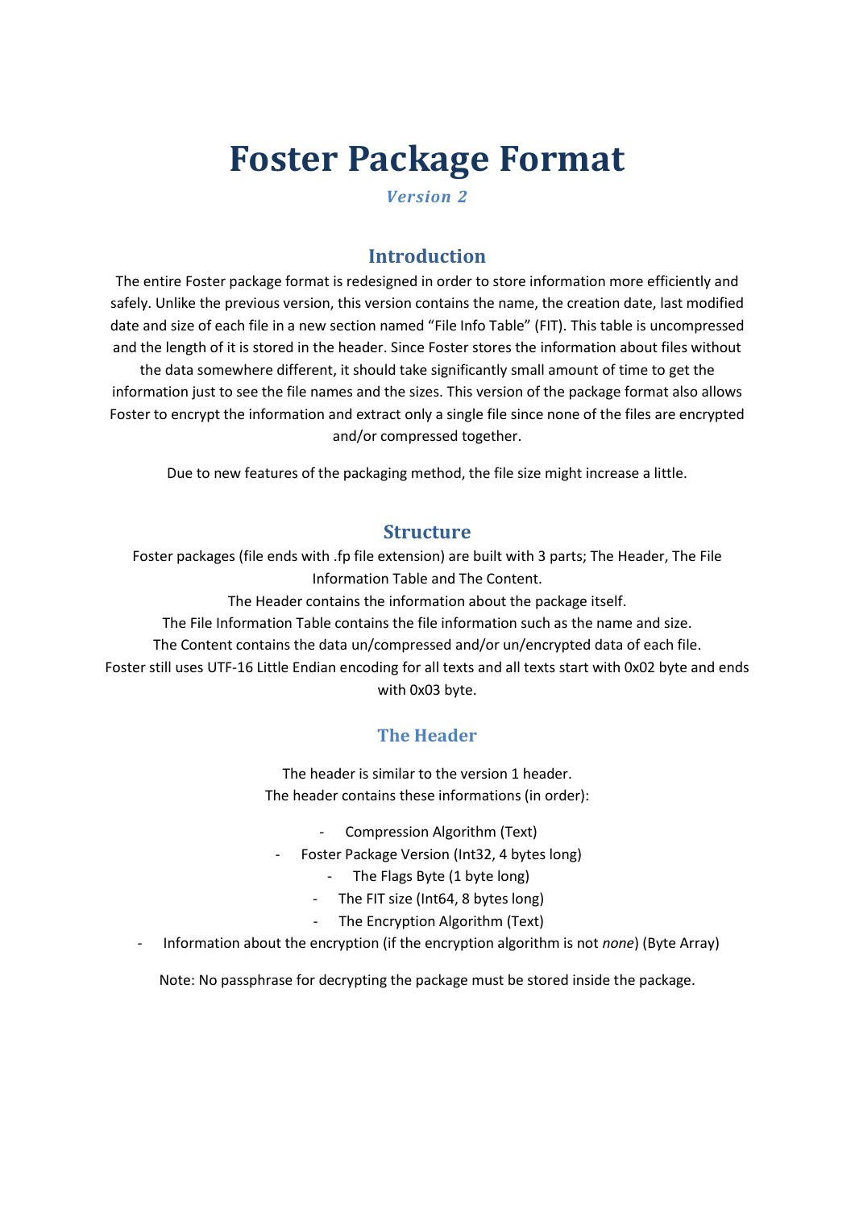# Foster Package Format

*Version 2*

## Introduction

The entire Foster package format is redesigned in order to store information more efficiently and safely. Unlike the previous version, this version contains the name, the creation date, last modified date and size of each file in a new section named "File Info Table" (FIT). This table is uncompressed and the length of it is stored in the header. Since Foster stores the information about files without the data somewhere different, it should take significantly small amount of time to get the information just to see the file names and the sizes. This version of the package format also allows Foster to encrypt the information and extract only a single file since none of the files are encrypted and/or compressed together.

Due to new features of the packaging method, the file size might increase a little.

## Structure

Foster packages (file ends with .fp file extension) are built with 3 parts; The Header, The File Information Table and The Content.

The Header contains the information about the package itself.

The File Information Table contains the file information such as the name and size.

The Content contains the data un/compressed and/or un/encrypted data of each file.

Foster still uses UTF-16 Little Endian encoding for all texts and all texts start with 0x02 byte and ends with 0x03 byte.

### The Header

The header is similar to the version 1 header.

The header contains these informations (in order):

- Compression Algorithm (Text)
- Foster Package Version (Int32, 4 bytes long)
- The Flags Byte (1 byte long)
- The FIT size (Int64, 8 bytes long)
- The Encryption Algorithm (Text)
- Information about the encryption (if the encryption algorithm is not *none*) (Byte Array)

Note: No passphrase for decrypting the package must be stored inside the package.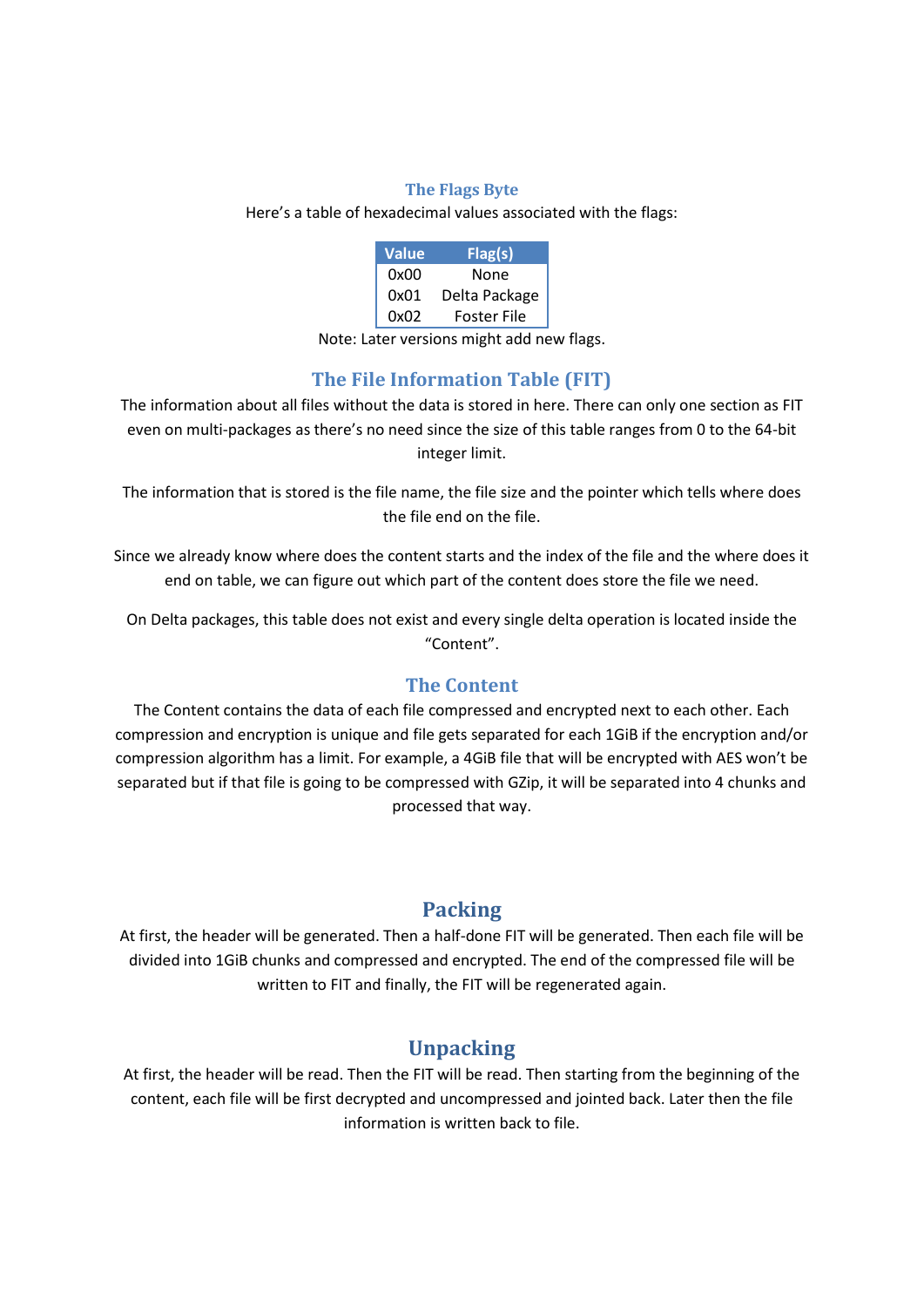### The Flags Byte

Here's a table of hexadecimal values associated with the flags:

| Value | Flag(s) |
|---|---|
| 0x00 | None |
| 0x01 | Delta Package |
| 0x02 | Foster File |

Note: Later versions might add new flags.

## The File Information Table (FIT)

The information about all files without the data is stored in here. There can only one section as FIT even on multi-packages as there's no need since the size of this table ranges from 0 to the 64-bit integer limit.

The information that is stored is the file name, the file size and the pointer which tells where does the file end on the file.

Since we already know where does the content starts and the index of the file and the where does it end on table, we can figure out which part of the content does store the file we need.

On Delta packages, this table does not exist and every single delta operation is located inside the "Content".

## The Content

The Content contains the data of each file compressed and encrypted next to each other. Each compression and encryption is unique and file gets separated for each 1GiB if the encryption and/or compression algorithm has a limit. For example, a 4GiB file that will be encrypted with AES won't be separated but if that file is going to be compressed with GZip, it will be separated into 4 chunks and processed that way.

# Packing

At first, the header will be generated. Then a half-done FIT will be generated. Then each file will be divided into 1GiB chunks and compressed and encrypted. The end of the compressed file will be written to FIT and finally, the FIT will be regenerated again.

# Unpacking

At first, the header will be read. Then the FIT will be read. Then starting from the beginning of the content, each file will be first decrypted and uncompressed and jointed back. Later then the file information is written back to file.